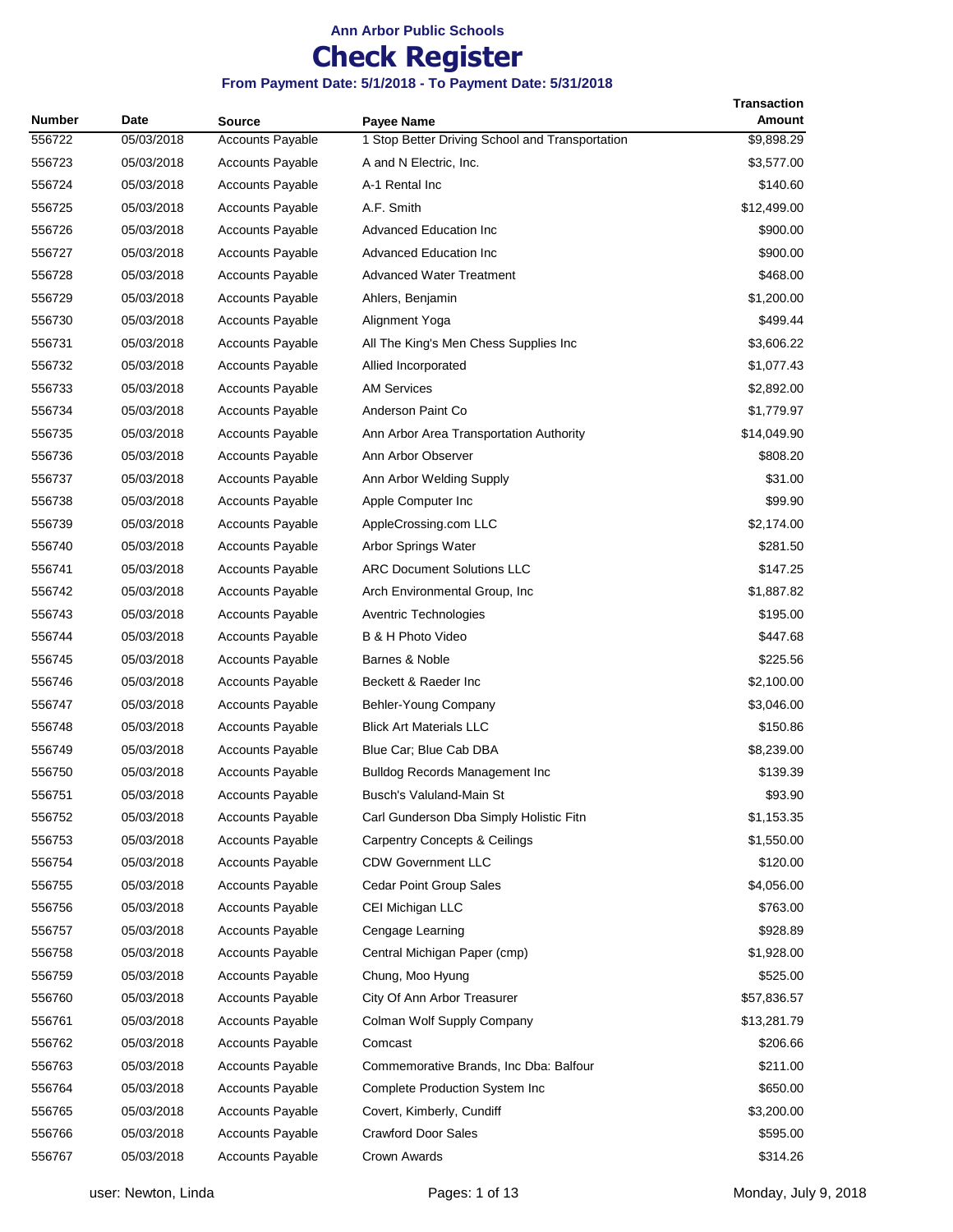# Ann Arbor Public Schools

# Check Register

**From Payment Date: 5/1/2018 - To Payment Date: 5/31/2018**

| Number | Date | Source | Payee Name | Transaction Amount |
|---|---|---|---|---|
| 556722 | 05/03/2018 | Accounts Payable | 1 Stop Better Driving School and Transportation | $9,898.29 |
| 556723 | 05/03/2018 | Accounts Payable | A and N Electric, Inc. | $3,577.00 |
| 556724 | 05/03/2018 | Accounts Payable | A-1 Rental Inc | $140.60 |
| 556725 | 05/03/2018 | Accounts Payable | A.F. Smith | $12,499.00 |
| 556726 | 05/03/2018 | Accounts Payable | Advanced Education Inc | $900.00 |
| 556727 | 05/03/2018 | Accounts Payable | Advanced Education Inc | $900.00 |
| 556728 | 05/03/2018 | Accounts Payable | Advanced Water Treatment | $468.00 |
| 556729 | 05/03/2018 | Accounts Payable | Ahlers, Benjamin | $1,200.00 |
| 556730 | 05/03/2018 | Accounts Payable | Alignment Yoga | $499.44 |
| 556731 | 05/03/2018 | Accounts Payable | All The King's Men Chess Supplies Inc | $3,606.22 |
| 556732 | 05/03/2018 | Accounts Payable | Allied Incorporated | $1,077.43 |
| 556733 | 05/03/2018 | Accounts Payable | AM Services | $2,892.00 |
| 556734 | 05/03/2018 | Accounts Payable | Anderson Paint Co | $1,779.97 |
| 556735 | 05/03/2018 | Accounts Payable | Ann Arbor Area Transportation Authority | $14,049.90 |
| 556736 | 05/03/2018 | Accounts Payable | Ann Arbor Observer | $808.20 |
| 556737 | 05/03/2018 | Accounts Payable | Ann Arbor Welding Supply | $31.00 |
| 556738 | 05/03/2018 | Accounts Payable | Apple Computer Inc | $99.90 |
| 556739 | 05/03/2018 | Accounts Payable | AppleCrossing.com LLC | $2,174.00 |
| 556740 | 05/03/2018 | Accounts Payable | Arbor Springs Water | $281.50 |
| 556741 | 05/03/2018 | Accounts Payable | ARC Document Solutions LLC | $147.25 |
| 556742 | 05/03/2018 | Accounts Payable | Arch Environmental Group, Inc | $1,887.82 |
| 556743 | 05/03/2018 | Accounts Payable | Aventric Technologies | $195.00 |
| 556744 | 05/03/2018 | Accounts Payable | B & H Photo Video | $447.68 |
| 556745 | 05/03/2018 | Accounts Payable | Barnes & Noble | $225.56 |
| 556746 | 05/03/2018 | Accounts Payable | Beckett & Raeder Inc | $2,100.00 |
| 556747 | 05/03/2018 | Accounts Payable | Behler-Young Company | $3,046.00 |
| 556748 | 05/03/2018 | Accounts Payable | Blick Art Materials LLC | $150.86 |
| 556749 | 05/03/2018 | Accounts Payable | Blue Car; Blue Cab DBA | $8,239.00 |
| 556750 | 05/03/2018 | Accounts Payable | Bulldog Records Management Inc | $139.39 |
| 556751 | 05/03/2018 | Accounts Payable | Busch's Valuland-Main St | $93.90 |
| 556752 | 05/03/2018 | Accounts Payable | Carl Gunderson Dba Simply Holistic Fitn | $1,153.35 |
| 556753 | 05/03/2018 | Accounts Payable | Carpentry Concepts & Ceilings | $1,550.00 |
| 556754 | 05/03/2018 | Accounts Payable | CDW Government LLC | $120.00 |
| 556755 | 05/03/2018 | Accounts Payable | Cedar Point Group Sales | $4,056.00 |
| 556756 | 05/03/2018 | Accounts Payable | CEI Michigan LLC | $763.00 |
| 556757 | 05/03/2018 | Accounts Payable | Cengage Learning | $928.89 |
| 556758 | 05/03/2018 | Accounts Payable | Central Michigan Paper (cmp) | $1,928.00 |
| 556759 | 05/03/2018 | Accounts Payable | Chung, Moo Hyung | $525.00 |
| 556760 | 05/03/2018 | Accounts Payable | City Of Ann Arbor Treasurer | $57,836.57 |
| 556761 | 05/03/2018 | Accounts Payable | Colman Wolf Supply Company | $13,281.79 |
| 556762 | 05/03/2018 | Accounts Payable | Comcast | $206.66 |
| 556763 | 05/03/2018 | Accounts Payable | Commemorative Brands, Inc Dba: Balfour | $211.00 |
| 556764 | 05/03/2018 | Accounts Payable | Complete Production System Inc | $650.00 |
| 556765 | 05/03/2018 | Accounts Payable | Covert, Kimberly, Cundiff | $3,200.00 |
| 556766 | 05/03/2018 | Accounts Payable | Crawford Door Sales | $595.00 |
| 556767 | 05/03/2018 | Accounts Payable | Crown Awards | $314.26 |

user: Newton, Linda — Monday, July 9, 2018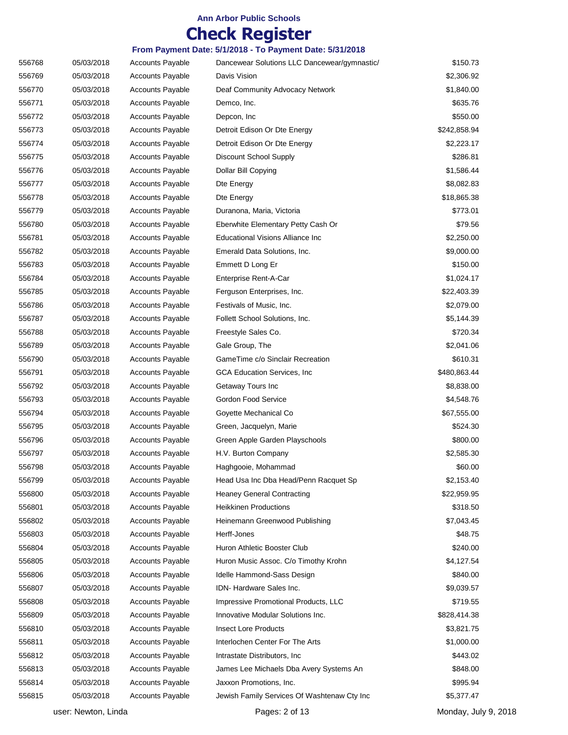# Ann Arbor Public Schools

## Check Register

### From Payment Date: 5/1/2018 - To Payment Date: 5/31/2018

| | | | | |
|---|---|---|---|---|
| 556768 | 05/03/2018 | Accounts Payable | Dancewear Solutions LLC Dancewear/gymnastic/ | $150.73 |
| 556769 | 05/03/2018 | Accounts Payable | Davis Vision | $2,306.92 |
| 556770 | 05/03/2018 | Accounts Payable | Deaf Community Advocacy Network | $1,840.00 |
| 556771 | 05/03/2018 | Accounts Payable | Demco, Inc. | $635.76 |
| 556772 | 05/03/2018 | Accounts Payable | Depcon, Inc | $550.00 |
| 556773 | 05/03/2018 | Accounts Payable | Detroit Edison Or Dte Energy | $242,858.94 |
| 556774 | 05/03/2018 | Accounts Payable | Detroit Edison Or Dte Energy | $2,223.17 |
| 556775 | 05/03/2018 | Accounts Payable | Discount School Supply | $286.81 |
| 556776 | 05/03/2018 | Accounts Payable | Dollar Bill Copying | $1,586.44 |
| 556777 | 05/03/2018 | Accounts Payable | Dte Energy | $8,082.83 |
| 556778 | 05/03/2018 | Accounts Payable | Dte Energy | $18,865.38 |
| 556779 | 05/03/2018 | Accounts Payable | Duranona, Maria, Victoria | $773.01 |
| 556780 | 05/03/2018 | Accounts Payable | Eberwhite Elementary Petty Cash Or | $79.56 |
| 556781 | 05/03/2018 | Accounts Payable | Educational Visions Alliance Inc | $2,250.00 |
| 556782 | 05/03/2018 | Accounts Payable | Emerald Data Solutions, Inc. | $9,000.00 |
| 556783 | 05/03/2018 | Accounts Payable | Emmett D Long Er | $150.00 |
| 556784 | 05/03/2018 | Accounts Payable | Enterprise Rent-A-Car | $1,024.17 |
| 556785 | 05/03/2018 | Accounts Payable | Ferguson Enterprises, Inc. | $22,403.39 |
| 556786 | 05/03/2018 | Accounts Payable | Festivals of Music, Inc. | $2,079.00 |
| 556787 | 05/03/2018 | Accounts Payable | Follett School Solutions, Inc. | $5,144.39 |
| 556788 | 05/03/2018 | Accounts Payable | Freestyle Sales Co. | $720.34 |
| 556789 | 05/03/2018 | Accounts Payable | Gale Group, The | $2,041.06 |
| 556790 | 05/03/2018 | Accounts Payable | GameTime c/o Sinclair Recreation | $610.31 |
| 556791 | 05/03/2018 | Accounts Payable | GCA Education Services, Inc | $480,863.44 |
| 556792 | 05/03/2018 | Accounts Payable | Getaway Tours Inc | $8,838.00 |
| 556793 | 05/03/2018 | Accounts Payable | Gordon Food Service | $4,548.76 |
| 556794 | 05/03/2018 | Accounts Payable | Goyette Mechanical Co | $67,555.00 |
| 556795 | 05/03/2018 | Accounts Payable | Green, Jacquelyn, Marie | $524.30 |
| 556796 | 05/03/2018 | Accounts Payable | Green Apple Garden Playschools | $800.00 |
| 556797 | 05/03/2018 | Accounts Payable | H.V. Burton Company | $2,585.30 |
| 556798 | 05/03/2018 | Accounts Payable | Haghgooie, Mohammad | $60.00 |
| 556799 | 05/03/2018 | Accounts Payable | Head Usa Inc Dba Head/Penn Racquet Sp | $2,153.40 |
| 556800 | 05/03/2018 | Accounts Payable | Heaney General Contracting | $22,959.95 |
| 556801 | 05/03/2018 | Accounts Payable | Heikkinen Productions | $318.50 |
| 556802 | 05/03/2018 | Accounts Payable | Heinemann Greenwood Publishing | $7,043.45 |
| 556803 | 05/03/2018 | Accounts Payable | Herff-Jones | $48.75 |
| 556804 | 05/03/2018 | Accounts Payable | Huron Athletic Booster Club | $240.00 |
| 556805 | 05/03/2018 | Accounts Payable | Huron Music Assoc. C/o Timothy Krohn | $4,127.54 |
| 556806 | 05/03/2018 | Accounts Payable | Idelle Hammond-Sass Design | $840.00 |
| 556807 | 05/03/2018 | Accounts Payable | IDN- Hardware Sales Inc. | $9,039.57 |
| 556808 | 05/03/2018 | Accounts Payable | Impressive Promotional Products, LLC | $719.55 |
| 556809 | 05/03/2018 | Accounts Payable | Innovative Modular Solutions Inc. | $828,414.38 |
| 556810 | 05/03/2018 | Accounts Payable | Insect Lore Products | $3,821.75 |
| 556811 | 05/03/2018 | Accounts Payable | Interlochen Center For The Arts | $1,000.00 |
| 556812 | 05/03/2018 | Accounts Payable | Intrastate Distributors, Inc | $443.02 |
| 556813 | 05/03/2018 | Accounts Payable | James Lee Michaels Dba Avery Systems An | $848.00 |
| 556814 | 05/03/2018 | Accounts Payable | Jaxxon Promotions, Inc. | $995.94 |
| 556815 | 05/03/2018 | Accounts Payable | Jewish Family Services Of Washtenaw Cty Inc | $5,377.47 |

user: Newton, Linda | Monday, July 9, 2018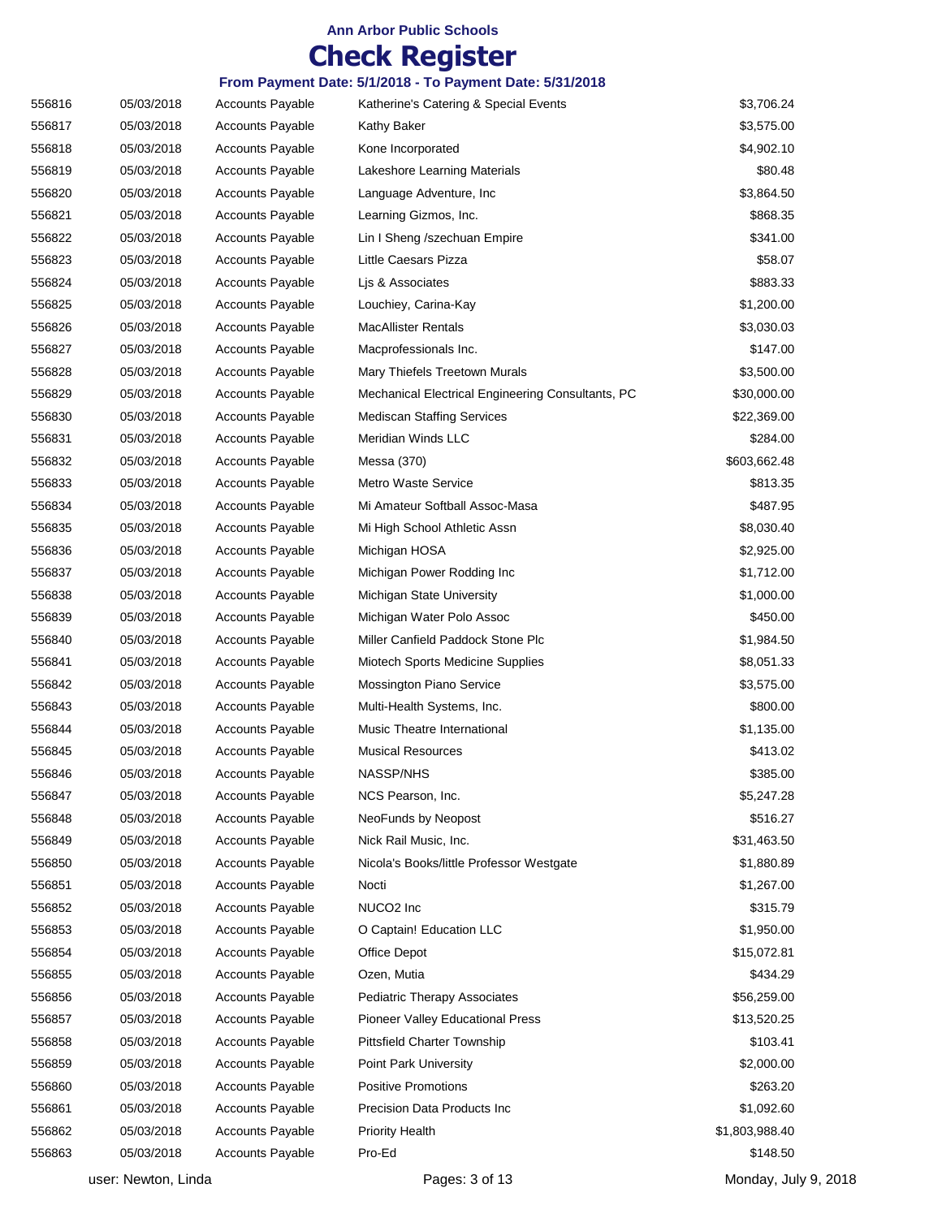# Ann Arbor Public Schools

# Check Register

### From Payment Date: 5/1/2018 - To Payment Date: 5/31/2018

| | | | | |
|---|---|---|---|---|
| 556816 | 05/03/2018 | Accounts Payable | Katherine's Catering & Special Events | $3,706.24 |
| 556817 | 05/03/2018 | Accounts Payable | Kathy Baker | $3,575.00 |
| 556818 | 05/03/2018 | Accounts Payable | Kone Incorporated | $4,902.10 |
| 556819 | 05/03/2018 | Accounts Payable | Lakeshore Learning Materials | $80.48 |
| 556820 | 05/03/2018 | Accounts Payable | Language Adventure, Inc | $3,864.50 |
| 556821 | 05/03/2018 | Accounts Payable | Learning Gizmos, Inc. | $868.35 |
| 556822 | 05/03/2018 | Accounts Payable | Lin I Sheng /szechuan Empire | $341.00 |
| 556823 | 05/03/2018 | Accounts Payable | Little Caesars Pizza | $58.07 |
| 556824 | 05/03/2018 | Accounts Payable | Ljs & Associates | $883.33 |
| 556825 | 05/03/2018 | Accounts Payable | Louchiey, Carina-Kay | $1,200.00 |
| 556826 | 05/03/2018 | Accounts Payable | MacAllister Rentals | $3,030.03 |
| 556827 | 05/03/2018 | Accounts Payable | Macprofessionals Inc. | $147.00 |
| 556828 | 05/03/2018 | Accounts Payable | Mary Thiefels Treetown Murals | $3,500.00 |
| 556829 | 05/03/2018 | Accounts Payable | Mechanical Electrical Engineering Consultants, PC | $30,000.00 |
| 556830 | 05/03/2018 | Accounts Payable | Mediscan Staffing Services | $22,369.00 |
| 556831 | 05/03/2018 | Accounts Payable | Meridian Winds LLC | $284.00 |
| 556832 | 05/03/2018 | Accounts Payable | Messa (370) | $603,662.48 |
| 556833 | 05/03/2018 | Accounts Payable | Metro Waste Service | $813.35 |
| 556834 | 05/03/2018 | Accounts Payable | Mi Amateur Softball Assoc-Masa | $487.95 |
| 556835 | 05/03/2018 | Accounts Payable | Mi High School Athletic Assn | $8,030.40 |
| 556836 | 05/03/2018 | Accounts Payable | Michigan HOSA | $2,925.00 |
| 556837 | 05/03/2018 | Accounts Payable | Michigan Power Rodding Inc | $1,712.00 |
| 556838 | 05/03/2018 | Accounts Payable | Michigan State University | $1,000.00 |
| 556839 | 05/03/2018 | Accounts Payable | Michigan Water Polo Assoc | $450.00 |
| 556840 | 05/03/2018 | Accounts Payable | Miller Canfield Paddock Stone Plc | $1,984.50 |
| 556841 | 05/03/2018 | Accounts Payable | Miotech Sports Medicine Supplies | $8,051.33 |
| 556842 | 05/03/2018 | Accounts Payable | Mossington Piano Service | $3,575.00 |
| 556843 | 05/03/2018 | Accounts Payable | Multi-Health Systems, Inc. | $800.00 |
| 556844 | 05/03/2018 | Accounts Payable | Music Theatre International | $1,135.00 |
| 556845 | 05/03/2018 | Accounts Payable | Musical Resources | $413.02 |
| 556846 | 05/03/2018 | Accounts Payable | NASSP/NHS | $385.00 |
| 556847 | 05/03/2018 | Accounts Payable | NCS Pearson, Inc. | $5,247.28 |
| 556848 | 05/03/2018 | Accounts Payable | NeoFunds by Neopost | $516.27 |
| 556849 | 05/03/2018 | Accounts Payable | Nick Rail Music, Inc. | $31,463.50 |
| 556850 | 05/03/2018 | Accounts Payable | Nicola's Books/little Professor Westgate | $1,880.89 |
| 556851 | 05/03/2018 | Accounts Payable | Nocti | $1,267.00 |
| 556852 | 05/03/2018 | Accounts Payable | NUCO2 Inc | $315.79 |
| 556853 | 05/03/2018 | Accounts Payable | O Captain! Education LLC | $1,950.00 |
| 556854 | 05/03/2018 | Accounts Payable | Office Depot | $15,072.81 |
| 556855 | 05/03/2018 | Accounts Payable | Ozen, Mutia | $434.29 |
| 556856 | 05/03/2018 | Accounts Payable | Pediatric Therapy Associates | $56,259.00 |
| 556857 | 05/03/2018 | Accounts Payable | Pioneer Valley Educational Press | $13,520.25 |
| 556858 | 05/03/2018 | Accounts Payable | Pittsfield Charter Township | $103.41 |
| 556859 | 05/03/2018 | Accounts Payable | Point Park University | $2,000.00 |
| 556860 | 05/03/2018 | Accounts Payable | Positive Promotions | $263.20 |
| 556861 | 05/03/2018 | Accounts Payable | Precision Data Products Inc | $1,092.60 |
| 556862 | 05/03/2018 | Accounts Payable | Priority Health | $1,803,988.40 |
| 556863 | 05/03/2018 | Accounts Payable | Pro-Ed | $148.50 |

user: Newton, Linda — Monday, July 9, 2018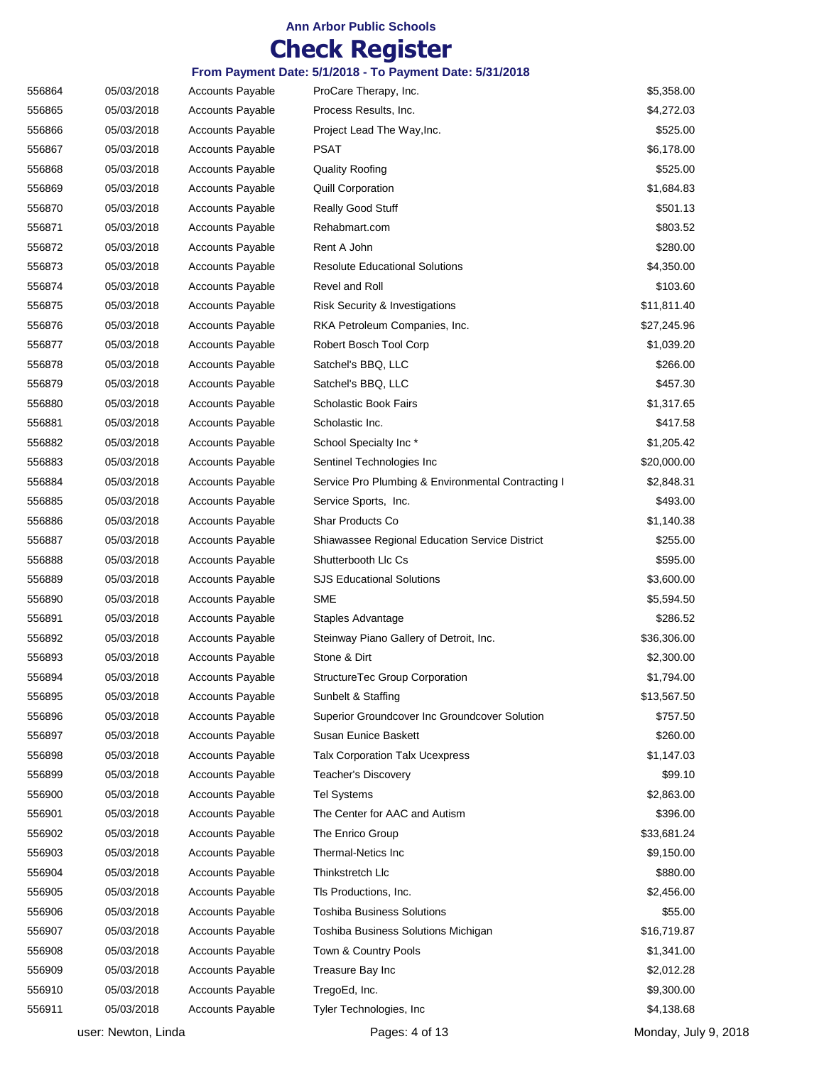**Ann Arbor Public Schools**

# Check Register

**From Payment Date: 5/1/2018 - To Payment Date: 5/31/2018**

| | | | | |
|---|---|---|---|---|
| 556864 | 05/03/2018 | Accounts Payable | ProCare Therapy, Inc. | $5,358.00 |
| 556865 | 05/03/2018 | Accounts Payable | Process Results, Inc. | $4,272.03 |
| 556866 | 05/03/2018 | Accounts Payable | Project Lead The Way,Inc. | $525.00 |
| 556867 | 05/03/2018 | Accounts Payable | PSAT | $6,178.00 |
| 556868 | 05/03/2018 | Accounts Payable | Quality Roofing | $525.00 |
| 556869 | 05/03/2018 | Accounts Payable | Quill Corporation | $1,684.83 |
| 556870 | 05/03/2018 | Accounts Payable | Really Good Stuff | $501.13 |
| 556871 | 05/03/2018 | Accounts Payable | Rehabmart.com | $803.52 |
| 556872 | 05/03/2018 | Accounts Payable | Rent A John | $280.00 |
| 556873 | 05/03/2018 | Accounts Payable | Resolute Educational Solutions | $4,350.00 |
| 556874 | 05/03/2018 | Accounts Payable | Revel and Roll | $103.60 |
| 556875 | 05/03/2018 | Accounts Payable | Risk Security & Investigations | $11,811.40 |
| 556876 | 05/03/2018 | Accounts Payable | RKA Petroleum Companies, Inc. | $27,245.96 |
| 556877 | 05/03/2018 | Accounts Payable | Robert Bosch Tool Corp | $1,039.20 |
| 556878 | 05/03/2018 | Accounts Payable | Satchel's BBQ, LLC | $266.00 |
| 556879 | 05/03/2018 | Accounts Payable | Satchel's BBQ, LLC | $457.30 |
| 556880 | 05/03/2018 | Accounts Payable | Scholastic Book Fairs | $1,317.65 |
| 556881 | 05/03/2018 | Accounts Payable | Scholastic Inc. | $417.58 |
| 556882 | 05/03/2018 | Accounts Payable | School Specialty Inc * | $1,205.42 |
| 556883 | 05/03/2018 | Accounts Payable | Sentinel Technologies Inc | $20,000.00 |
| 556884 | 05/03/2018 | Accounts Payable | Service Pro Plumbing & Environmental Contracting I | $2,848.31 |
| 556885 | 05/03/2018 | Accounts Payable | Service Sports, Inc. | $493.00 |
| 556886 | 05/03/2018 | Accounts Payable | Shar Products Co | $1,140.38 |
| 556887 | 05/03/2018 | Accounts Payable | Shiawassee Regional Education Service District | $255.00 |
| 556888 | 05/03/2018 | Accounts Payable | Shutterbooth Llc Cs | $595.00 |
| 556889 | 05/03/2018 | Accounts Payable | SJS Educational Solutions | $3,600.00 |
| 556890 | 05/03/2018 | Accounts Payable | SME | $5,594.50 |
| 556891 | 05/03/2018 | Accounts Payable | Staples Advantage | $286.52 |
| 556892 | 05/03/2018 | Accounts Payable | Steinway Piano Gallery of Detroit, Inc. | $36,306.00 |
| 556893 | 05/03/2018 | Accounts Payable | Stone & Dirt | $2,300.00 |
| 556894 | 05/03/2018 | Accounts Payable | StructureTec Group Corporation | $1,794.00 |
| 556895 | 05/03/2018 | Accounts Payable | Sunbelt & Staffing | $13,567.50 |
| 556896 | 05/03/2018 | Accounts Payable | Superior Groundcover Inc Groundcover Solution | $757.50 |
| 556897 | 05/03/2018 | Accounts Payable | Susan Eunice Baskett | $260.00 |
| 556898 | 05/03/2018 | Accounts Payable | Talx Corporation Talx Ucexpress | $1,147.03 |
| 556899 | 05/03/2018 | Accounts Payable | Teacher's Discovery | $99.10 |
| 556900 | 05/03/2018 | Accounts Payable | Tel Systems | $2,863.00 |
| 556901 | 05/03/2018 | Accounts Payable | The Center for AAC and Autism | $396.00 |
| 556902 | 05/03/2018 | Accounts Payable | The Enrico Group | $33,681.24 |
| 556903 | 05/03/2018 | Accounts Payable | Thermal-Netics Inc | $9,150.00 |
| 556904 | 05/03/2018 | Accounts Payable | Thinkstretch Llc | $880.00 |
| 556905 | 05/03/2018 | Accounts Payable | Tls Productions, Inc. | $2,456.00 |
| 556906 | 05/03/2018 | Accounts Payable | Toshiba Business Solutions | $55.00 |
| 556907 | 05/03/2018 | Accounts Payable | Toshiba Business Solutions Michigan | $16,719.87 |
| 556908 | 05/03/2018 | Accounts Payable | Town & Country Pools | $1,341.00 |
| 556909 | 05/03/2018 | Accounts Payable | Treasure Bay Inc | $2,012.28 |
| 556910 | 05/03/2018 | Accounts Payable | TregoEd, Inc. | $9,300.00 |
| 556911 | 05/03/2018 | Accounts Payable | Tyler Technologies, Inc | $4,138.68 |

user: Newton, Linda  Monday, July 9, 2018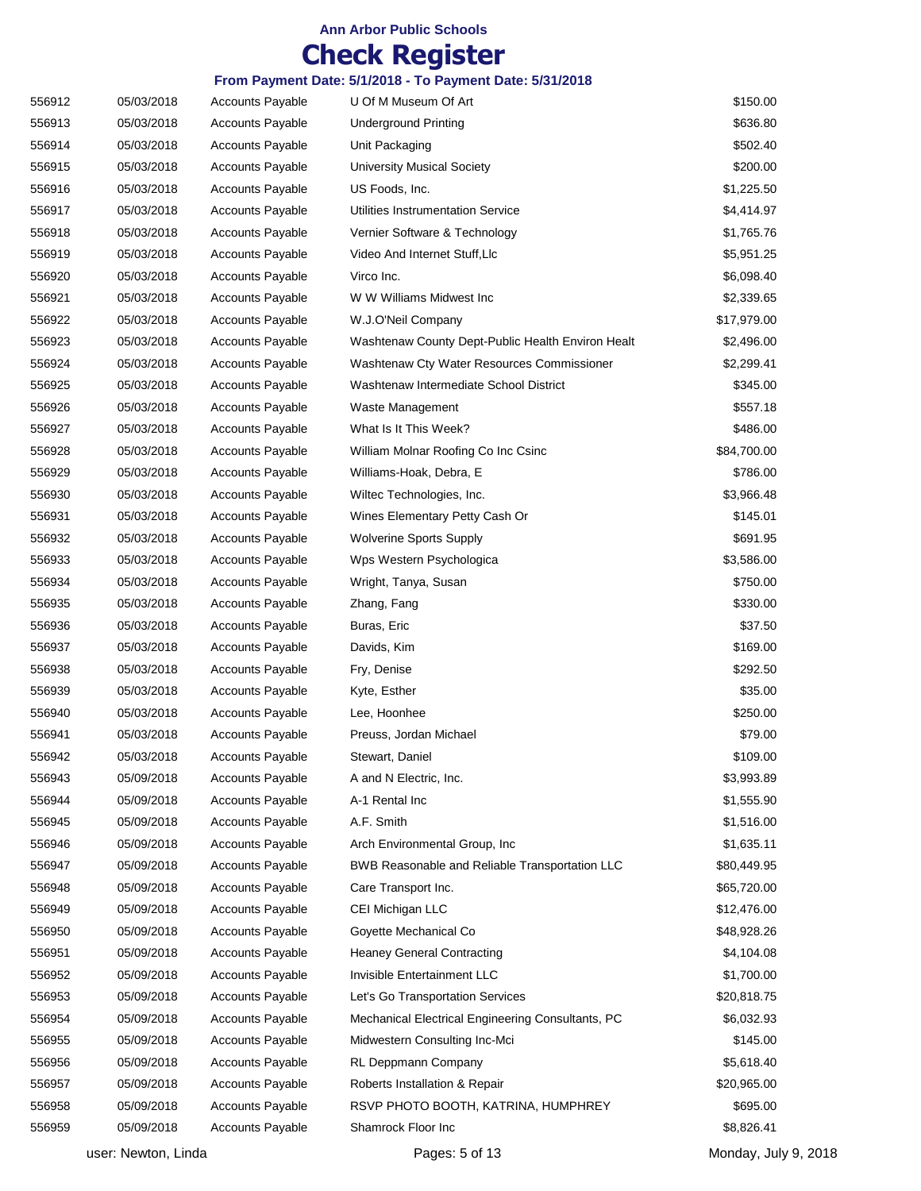**Ann Arbor Public Schools**

# Check Register

**From Payment Date: 5/1/2018 - To Payment Date: 5/31/2018**

| | | | | |
|---|---|---|---|---|
| 556912 | 05/03/2018 | Accounts Payable | U Of M Museum Of Art | $150.00 |
| 556913 | 05/03/2018 | Accounts Payable | Underground Printing | $636.80 |
| 556914 | 05/03/2018 | Accounts Payable | Unit Packaging | $502.40 |
| 556915 | 05/03/2018 | Accounts Payable | University Musical Society | $200.00 |
| 556916 | 05/03/2018 | Accounts Payable | US Foods, Inc. | $1,225.50 |
| 556917 | 05/03/2018 | Accounts Payable | Utilities Instrumentation Service | $4,414.97 |
| 556918 | 05/03/2018 | Accounts Payable | Vernier Software & Technology | $1,765.76 |
| 556919 | 05/03/2018 | Accounts Payable | Video And Internet Stuff,Llc | $5,951.25 |
| 556920 | 05/03/2018 | Accounts Payable | Virco Inc. | $6,098.40 |
| 556921 | 05/03/2018 | Accounts Payable | W W Williams Midwest Inc | $2,339.65 |
| 556922 | 05/03/2018 | Accounts Payable | W.J.O'Neil Company | $17,979.00 |
| 556923 | 05/03/2018 | Accounts Payable | Washtenaw County Dept-Public Health Environ Healt | $2,496.00 |
| 556924 | 05/03/2018 | Accounts Payable | Washtenaw Cty Water Resources Commissioner | $2,299.41 |
| 556925 | 05/03/2018 | Accounts Payable | Washtenaw Intermediate School District | $345.00 |
| 556926 | 05/03/2018 | Accounts Payable | Waste Management | $557.18 |
| 556927 | 05/03/2018 | Accounts Payable | What Is It This Week? | $486.00 |
| 556928 | 05/03/2018 | Accounts Payable | William Molnar Roofing Co Inc Csinc | $84,700.00 |
| 556929 | 05/03/2018 | Accounts Payable | Williams-Hoak, Debra, E | $786.00 |
| 556930 | 05/03/2018 | Accounts Payable | Wiltec Technologies, Inc. | $3,966.48 |
| 556931 | 05/03/2018 | Accounts Payable | Wines Elementary Petty Cash Or | $145.01 |
| 556932 | 05/03/2018 | Accounts Payable | Wolverine Sports Supply | $691.95 |
| 556933 | 05/03/2018 | Accounts Payable | Wps Western Psychologica | $3,586.00 |
| 556934 | 05/03/2018 | Accounts Payable | Wright, Tanya, Susan | $750.00 |
| 556935 | 05/03/2018 | Accounts Payable | Zhang, Fang | $330.00 |
| 556936 | 05/03/2018 | Accounts Payable | Buras, Eric | $37.50 |
| 556937 | 05/03/2018 | Accounts Payable | Davids, Kim | $169.00 |
| 556938 | 05/03/2018 | Accounts Payable | Fry, Denise | $292.50 |
| 556939 | 05/03/2018 | Accounts Payable | Kyte, Esther | $35.00 |
| 556940 | 05/03/2018 | Accounts Payable | Lee, Hoonhee | $250.00 |
| 556941 | 05/03/2018 | Accounts Payable | Preuss, Jordan Michael | $79.00 |
| 556942 | 05/03/2018 | Accounts Payable | Stewart, Daniel | $109.00 |
| 556943 | 05/09/2018 | Accounts Payable | A and N Electric, Inc. | $3,993.89 |
| 556944 | 05/09/2018 | Accounts Payable | A-1 Rental Inc | $1,555.90 |
| 556945 | 05/09/2018 | Accounts Payable | A.F. Smith | $1,516.00 |
| 556946 | 05/09/2018 | Accounts Payable | Arch Environmental Group, Inc | $1,635.11 |
| 556947 | 05/09/2018 | Accounts Payable | BWB Reasonable and Reliable Transportation LLC | $80,449.95 |
| 556948 | 05/09/2018 | Accounts Payable | Care Transport Inc. | $65,720.00 |
| 556949 | 05/09/2018 | Accounts Payable | CEI Michigan LLC | $12,476.00 |
| 556950 | 05/09/2018 | Accounts Payable | Goyette Mechanical Co | $48,928.26 |
| 556951 | 05/09/2018 | Accounts Payable | Heaney General Contracting | $4,104.08 |
| 556952 | 05/09/2018 | Accounts Payable | Invisible Entertainment LLC | $1,700.00 |
| 556953 | 05/09/2018 | Accounts Payable | Let's Go Transportation Services | $20,818.75 |
| 556954 | 05/09/2018 | Accounts Payable | Mechanical Electrical Engineering Consultants, PC | $6,032.93 |
| 556955 | 05/09/2018 | Accounts Payable | Midwestern Consulting Inc-Mci | $145.00 |
| 556956 | 05/09/2018 | Accounts Payable | RL Deppmann Company | $5,618.40 |
| 556957 | 05/09/2018 | Accounts Payable | Roberts Installation & Repair | $20,965.00 |
| 556958 | 05/09/2018 | Accounts Payable | RSVP PHOTO BOOTH, KATRINA, HUMPHREY | $695.00 |
| 556959 | 05/09/2018 | Accounts Payable | Shamrock Floor Inc | $8,826.41 |

user: Newton, Linda — Monday, July 9, 2018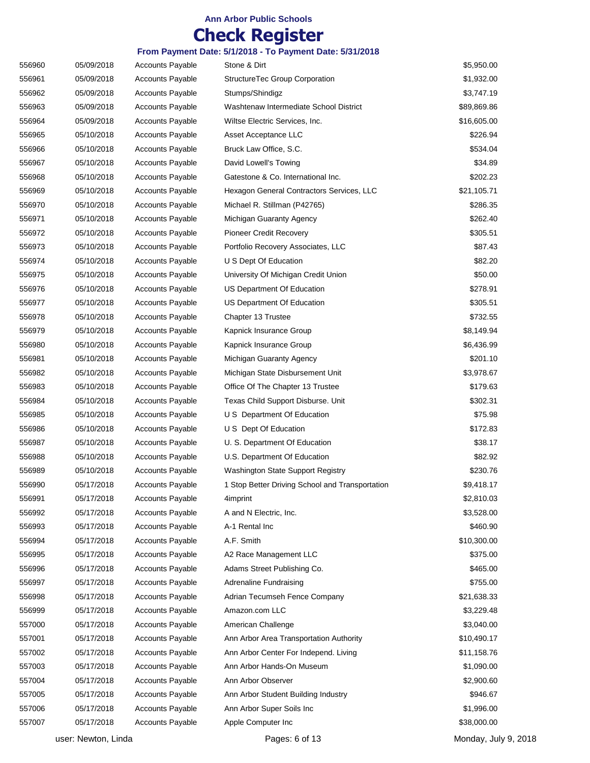# Ann Arbor Public Schools

# Check Register

### From Payment Date: 5/1/2018 - To Payment Date: 5/31/2018

| | | | | |
|---|---|---|---|---|
| 556960 | 05/09/2018 | Accounts Payable | Stone & Dirt | $5,950.00 |
| 556961 | 05/09/2018 | Accounts Payable | StructureTec Group Corporation | $1,932.00 |
| 556962 | 05/09/2018 | Accounts Payable | Stumps/Shindigz | $3,747.19 |
| 556963 | 05/09/2018 | Accounts Payable | Washtenaw Intermediate School District | $89,869.86 |
| 556964 | 05/09/2018 | Accounts Payable | Wiltse Electric Services, Inc. | $16,605.00 |
| 556965 | 05/10/2018 | Accounts Payable | Asset Acceptance LLC | $226.94 |
| 556966 | 05/10/2018 | Accounts Payable | Bruck Law Office, S.C. | $534.04 |
| 556967 | 05/10/2018 | Accounts Payable | David Lowell's Towing | $34.89 |
| 556968 | 05/10/2018 | Accounts Payable | Gatestone & Co. International Inc. | $202.23 |
| 556969 | 05/10/2018 | Accounts Payable | Hexagon General Contractors Services, LLC | $21,105.71 |
| 556970 | 05/10/2018 | Accounts Payable | Michael R. Stillman (P42765) | $286.35 |
| 556971 | 05/10/2018 | Accounts Payable | Michigan Guaranty Agency | $262.40 |
| 556972 | 05/10/2018 | Accounts Payable | Pioneer Credit Recovery | $305.51 |
| 556973 | 05/10/2018 | Accounts Payable | Portfolio Recovery Associates, LLC | $87.43 |
| 556974 | 05/10/2018 | Accounts Payable | U S Dept Of Education | $82.20 |
| 556975 | 05/10/2018 | Accounts Payable | University Of Michigan Credit Union | $50.00 |
| 556976 | 05/10/2018 | Accounts Payable | US Department Of Education | $278.91 |
| 556977 | 05/10/2018 | Accounts Payable | US Department Of Education | $305.51 |
| 556978 | 05/10/2018 | Accounts Payable | Chapter 13 Trustee | $732.55 |
| 556979 | 05/10/2018 | Accounts Payable | Kapnick Insurance Group | $8,149.94 |
| 556980 | 05/10/2018 | Accounts Payable | Kapnick Insurance Group | $6,436.99 |
| 556981 | 05/10/2018 | Accounts Payable | Michigan Guaranty Agency | $201.10 |
| 556982 | 05/10/2018 | Accounts Payable | Michigan State Disbursement Unit | $3,978.67 |
| 556983 | 05/10/2018 | Accounts Payable | Office Of The Chapter 13 Trustee | $179.63 |
| 556984 | 05/10/2018 | Accounts Payable | Texas Child Support Disburse. Unit | $302.31 |
| 556985 | 05/10/2018 | Accounts Payable | U S Department Of Education | $75.98 |
| 556986 | 05/10/2018 | Accounts Payable | U S Dept Of Education | $172.83 |
| 556987 | 05/10/2018 | Accounts Payable | U. S. Department Of Education | $38.17 |
| 556988 | 05/10/2018 | Accounts Payable | U.S. Department Of Education | $82.92 |
| 556989 | 05/10/2018 | Accounts Payable | Washington State Support Registry | $230.76 |
| 556990 | 05/17/2018 | Accounts Payable | 1 Stop Better Driving School and Transportation | $9,418.17 |
| 556991 | 05/17/2018 | Accounts Payable | 4imprint | $2,810.03 |
| 556992 | 05/17/2018 | Accounts Payable | A and N Electric, Inc. | $3,528.00 |
| 556993 | 05/17/2018 | Accounts Payable | A-1 Rental Inc | $460.90 |
| 556994 | 05/17/2018 | Accounts Payable | A.F. Smith | $10,300.00 |
| 556995 | 05/17/2018 | Accounts Payable | A2 Race Management LLC | $375.00 |
| 556996 | 05/17/2018 | Accounts Payable | Adams Street Publishing Co. | $465.00 |
| 556997 | 05/17/2018 | Accounts Payable | Adrenaline Fundraising | $755.00 |
| 556998 | 05/17/2018 | Accounts Payable | Adrian Tecumseh Fence Company | $21,638.33 |
| 556999 | 05/17/2018 | Accounts Payable | Amazon.com LLC | $3,229.48 |
| 557000 | 05/17/2018 | Accounts Payable | American Challenge | $3,040.00 |
| 557001 | 05/17/2018 | Accounts Payable | Ann Arbor Area Transportation Authority | $10,490.17 |
| 557002 | 05/17/2018 | Accounts Payable | Ann Arbor Center For Independ. Living | $11,158.76 |
| 557003 | 05/17/2018 | Accounts Payable | Ann Arbor Hands-On Museum | $1,090.00 |
| 557004 | 05/17/2018 | Accounts Payable | Ann Arbor Observer | $2,900.60 |
| 557005 | 05/17/2018 | Accounts Payable | Ann Arbor Student Building Industry | $946.67 |
| 557006 | 05/17/2018 | Accounts Payable | Ann Arbor Super Soils Inc | $1,996.00 |
| 557007 | 05/17/2018 | Accounts Payable | Apple Computer Inc | $38,000.00 |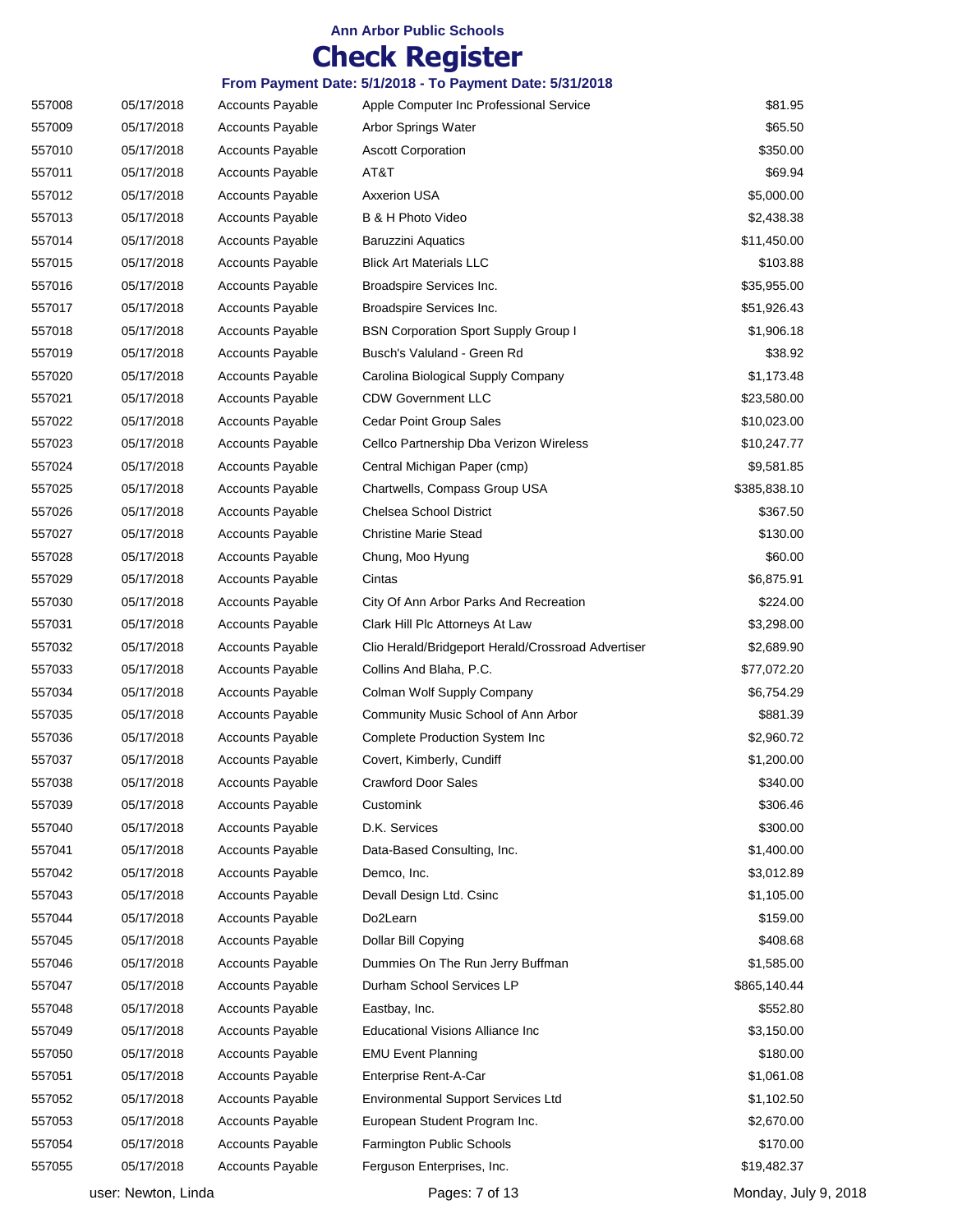**Ann Arbor Public Schools**

# Check Register

**From Payment Date: 5/1/2018 - To Payment Date: 5/31/2018**

| | | | | |
|---|---|---|---|---|
| 557008 | 05/17/2018 | Accounts Payable | Apple Computer Inc Professional Service | $81.95 |
| 557009 | 05/17/2018 | Accounts Payable | Arbor Springs Water | $65.50 |
| 557010 | 05/17/2018 | Accounts Payable | Ascott Corporation | $350.00 |
| 557011 | 05/17/2018 | Accounts Payable | AT&T | $69.94 |
| 557012 | 05/17/2018 | Accounts Payable | Axxerion USA | $5,000.00 |
| 557013 | 05/17/2018 | Accounts Payable | B & H Photo Video | $2,438.38 |
| 557014 | 05/17/2018 | Accounts Payable | Baruzzini Aquatics | $11,450.00 |
| 557015 | 05/17/2018 | Accounts Payable | Blick Art Materials LLC | $103.88 |
| 557016 | 05/17/2018 | Accounts Payable | Broadspire Services Inc. | $35,955.00 |
| 557017 | 05/17/2018 | Accounts Payable | Broadspire Services Inc. | $51,926.43 |
| 557018 | 05/17/2018 | Accounts Payable | BSN Corporation Sport Supply Group I | $1,906.18 |
| 557019 | 05/17/2018 | Accounts Payable | Busch's Valuland - Green Rd | $38.92 |
| 557020 | 05/17/2018 | Accounts Payable | Carolina Biological Supply Company | $1,173.48 |
| 557021 | 05/17/2018 | Accounts Payable | CDW Government LLC | $23,580.00 |
| 557022 | 05/17/2018 | Accounts Payable | Cedar Point Group Sales | $10,023.00 |
| 557023 | 05/17/2018 | Accounts Payable | Cellco Partnership Dba Verizon Wireless | $10,247.77 |
| 557024 | 05/17/2018 | Accounts Payable | Central Michigan Paper (cmp) | $9,581.85 |
| 557025 | 05/17/2018 | Accounts Payable | Chartwells, Compass Group USA | $385,838.10 |
| 557026 | 05/17/2018 | Accounts Payable | Chelsea School District | $367.50 |
| 557027 | 05/17/2018 | Accounts Payable | Christine Marie Stead | $130.00 |
| 557028 | 05/17/2018 | Accounts Payable | Chung, Moo Hyung | $60.00 |
| 557029 | 05/17/2018 | Accounts Payable | Cintas | $6,875.91 |
| 557030 | 05/17/2018 | Accounts Payable | City Of Ann Arbor Parks And Recreation | $224.00 |
| 557031 | 05/17/2018 | Accounts Payable | Clark Hill Plc Attorneys At Law | $3,298.00 |
| 557032 | 05/17/2018 | Accounts Payable | Clio Herald/Bridgeport Herald/Crossroad Advertiser | $2,689.90 |
| 557033 | 05/17/2018 | Accounts Payable | Collins And Blaha, P.C. | $77,072.20 |
| 557034 | 05/17/2018 | Accounts Payable | Colman Wolf Supply Company | $6,754.29 |
| 557035 | 05/17/2018 | Accounts Payable | Community Music School of Ann Arbor | $881.39 |
| 557036 | 05/17/2018 | Accounts Payable | Complete Production System Inc | $2,960.72 |
| 557037 | 05/17/2018 | Accounts Payable | Covert, Kimberly, Cundiff | $1,200.00 |
| 557038 | 05/17/2018 | Accounts Payable | Crawford Door Sales | $340.00 |
| 557039 | 05/17/2018 | Accounts Payable | Customink | $306.46 |
| 557040 | 05/17/2018 | Accounts Payable | D.K. Services | $300.00 |
| 557041 | 05/17/2018 | Accounts Payable | Data-Based Consulting, Inc. | $1,400.00 |
| 557042 | 05/17/2018 | Accounts Payable | Demco, Inc. | $3,012.89 |
| 557043 | 05/17/2018 | Accounts Payable | Devall Design Ltd. Csinc | $1,105.00 |
| 557044 | 05/17/2018 | Accounts Payable | Do2Learn | $159.00 |
| 557045 | 05/17/2018 | Accounts Payable | Dollar Bill Copying | $408.68 |
| 557046 | 05/17/2018 | Accounts Payable | Dummies On The Run Jerry Buffman | $1,585.00 |
| 557047 | 05/17/2018 | Accounts Payable | Durham School Services LP | $865,140.44 |
| 557048 | 05/17/2018 | Accounts Payable | Eastbay, Inc. | $552.80 |
| 557049 | 05/17/2018 | Accounts Payable | Educational Visions Alliance Inc | $3,150.00 |
| 557050 | 05/17/2018 | Accounts Payable | EMU Event Planning | $180.00 |
| 557051 | 05/17/2018 | Accounts Payable | Enterprise Rent-A-Car | $1,061.08 |
| 557052 | 05/17/2018 | Accounts Payable | Environmental Support Services Ltd | $1,102.50 |
| 557053 | 05/17/2018 | Accounts Payable | European Student Program Inc. | $2,670.00 |
| 557054 | 05/17/2018 | Accounts Payable | Farmington Public Schools | $170.00 |
| 557055 | 05/17/2018 | Accounts Payable | Ferguson Enterprises, Inc. | $19,482.37 |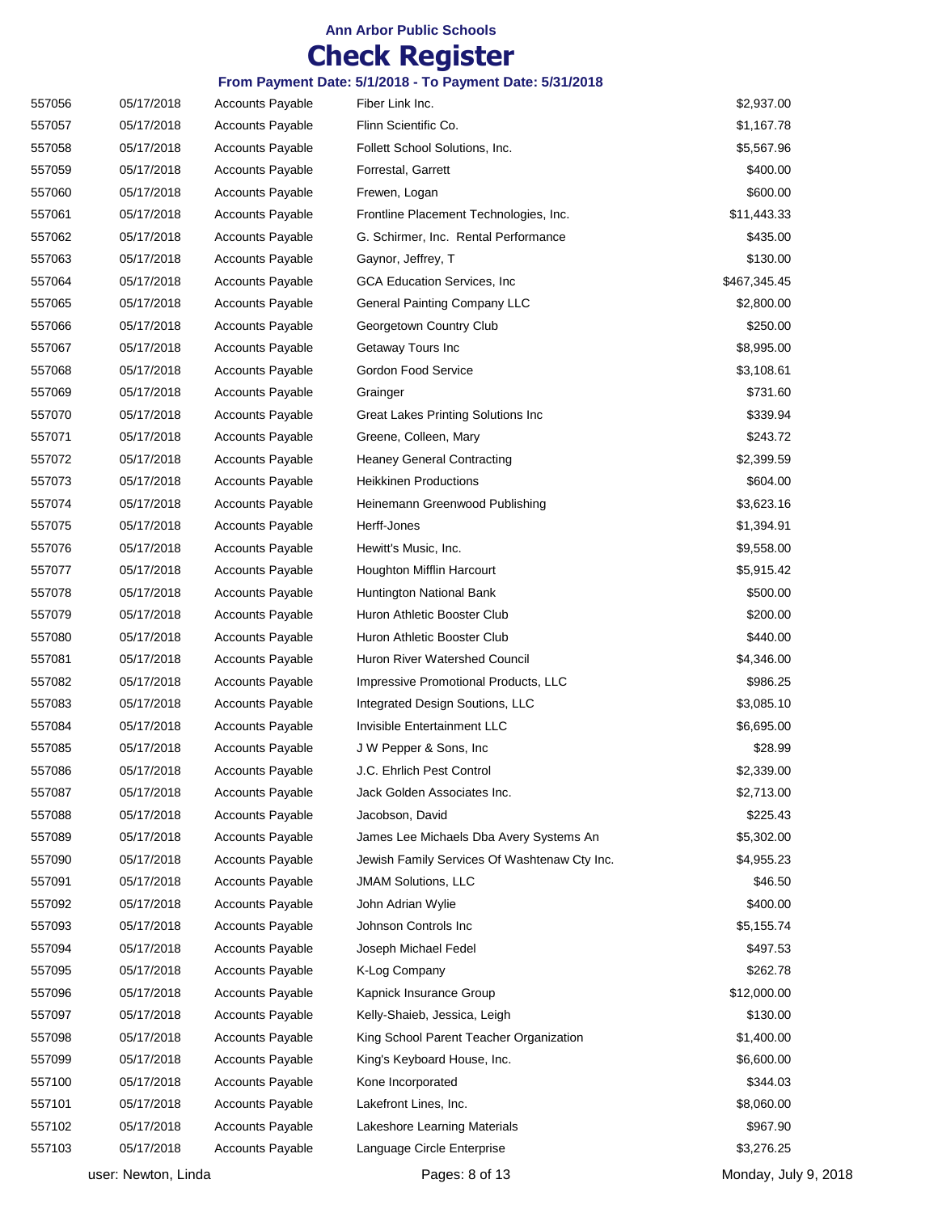**Ann Arbor Public Schools**

# Check Register

**From Payment Date: 5/1/2018 - To Payment Date: 5/31/2018**

| | | | | |
|---|---|---|---|---|
| 557056 | 05/17/2018 | Accounts Payable | Fiber Link Inc. | $2,937.00 |
| 557057 | 05/17/2018 | Accounts Payable | Flinn Scientific Co. | $1,167.78 |
| 557058 | 05/17/2018 | Accounts Payable | Follett School Solutions, Inc. | $5,567.96 |
| 557059 | 05/17/2018 | Accounts Payable | Forrestal, Garrett | $400.00 |
| 557060 | 05/17/2018 | Accounts Payable | Frewen, Logan | $600.00 |
| 557061 | 05/17/2018 | Accounts Payable | Frontline Placement Technologies, Inc. | $11,443.33 |
| 557062 | 05/17/2018 | Accounts Payable | G. Schirmer, Inc. Rental Performance | $435.00 |
| 557063 | 05/17/2018 | Accounts Payable | Gaynor, Jeffrey, T | $130.00 |
| 557064 | 05/17/2018 | Accounts Payable | GCA Education Services, Inc | $467,345.45 |
| 557065 | 05/17/2018 | Accounts Payable | General Painting Company LLC | $2,800.00 |
| 557066 | 05/17/2018 | Accounts Payable | Georgetown Country Club | $250.00 |
| 557067 | 05/17/2018 | Accounts Payable | Getaway Tours Inc | $8,995.00 |
| 557068 | 05/17/2018 | Accounts Payable | Gordon Food Service | $3,108.61 |
| 557069 | 05/17/2018 | Accounts Payable | Grainger | $731.60 |
| 557070 | 05/17/2018 | Accounts Payable | Great Lakes Printing Solutions Inc | $339.94 |
| 557071 | 05/17/2018 | Accounts Payable | Greene, Colleen, Mary | $243.72 |
| 557072 | 05/17/2018 | Accounts Payable | Heaney General Contracting | $2,399.59 |
| 557073 | 05/17/2018 | Accounts Payable | Heikkinen Productions | $604.00 |
| 557074 | 05/17/2018 | Accounts Payable | Heinemann Greenwood Publishing | $3,623.16 |
| 557075 | 05/17/2018 | Accounts Payable | Herff-Jones | $1,394.91 |
| 557076 | 05/17/2018 | Accounts Payable | Hewitt's Music, Inc. | $9,558.00 |
| 557077 | 05/17/2018 | Accounts Payable | Houghton Mifflin Harcourt | $5,915.42 |
| 557078 | 05/17/2018 | Accounts Payable | Huntington National Bank | $500.00 |
| 557079 | 05/17/2018 | Accounts Payable | Huron Athletic Booster Club | $200.00 |
| 557080 | 05/17/2018 | Accounts Payable | Huron Athletic Booster Club | $440.00 |
| 557081 | 05/17/2018 | Accounts Payable | Huron River Watershed Council | $4,346.00 |
| 557082 | 05/17/2018 | Accounts Payable | Impressive Promotional Products, LLC | $986.25 |
| 557083 | 05/17/2018 | Accounts Payable | Integrated Design Soutions, LLC | $3,085.10 |
| 557084 | 05/17/2018 | Accounts Payable | Invisible Entertainment LLC | $6,695.00 |
| 557085 | 05/17/2018 | Accounts Payable | J W Pepper & Sons, Inc | $28.99 |
| 557086 | 05/17/2018 | Accounts Payable | J.C. Ehrlich Pest Control | $2,339.00 |
| 557087 | 05/17/2018 | Accounts Payable | Jack Golden Associates Inc. | $2,713.00 |
| 557088 | 05/17/2018 | Accounts Payable | Jacobson, David | $225.43 |
| 557089 | 05/17/2018 | Accounts Payable | James Lee Michaels Dba Avery Systems An | $5,302.00 |
| 557090 | 05/17/2018 | Accounts Payable | Jewish Family Services Of Washtenaw Cty Inc. | $4,955.23 |
| 557091 | 05/17/2018 | Accounts Payable | JMAM Solutions, LLC | $46.50 |
| 557092 | 05/17/2018 | Accounts Payable | John Adrian Wylie | $400.00 |
| 557093 | 05/17/2018 | Accounts Payable | Johnson Controls Inc | $5,155.74 |
| 557094 | 05/17/2018 | Accounts Payable | Joseph Michael Fedel | $497.53 |
| 557095 | 05/17/2018 | Accounts Payable | K-Log Company | $262.78 |
| 557096 | 05/17/2018 | Accounts Payable | Kapnick Insurance Group | $12,000.00 |
| 557097 | 05/17/2018 | Accounts Payable | Kelly-Shaieb, Jessica, Leigh | $130.00 |
| 557098 | 05/17/2018 | Accounts Payable | King School Parent Teacher Organization | $1,400.00 |
| 557099 | 05/17/2018 | Accounts Payable | King's Keyboard House, Inc. | $6,600.00 |
| 557100 | 05/17/2018 | Accounts Payable | Kone Incorporated | $344.03 |
| 557101 | 05/17/2018 | Accounts Payable | Lakefront Lines, Inc. | $8,060.00 |
| 557102 | 05/17/2018 | Accounts Payable | Lakeshore Learning Materials | $967.90 |
| 557103 | 05/17/2018 | Accounts Payable | Language Circle Enterprise | $3,276.25 |

user: Newton, Linda | Monday, July 9, 2018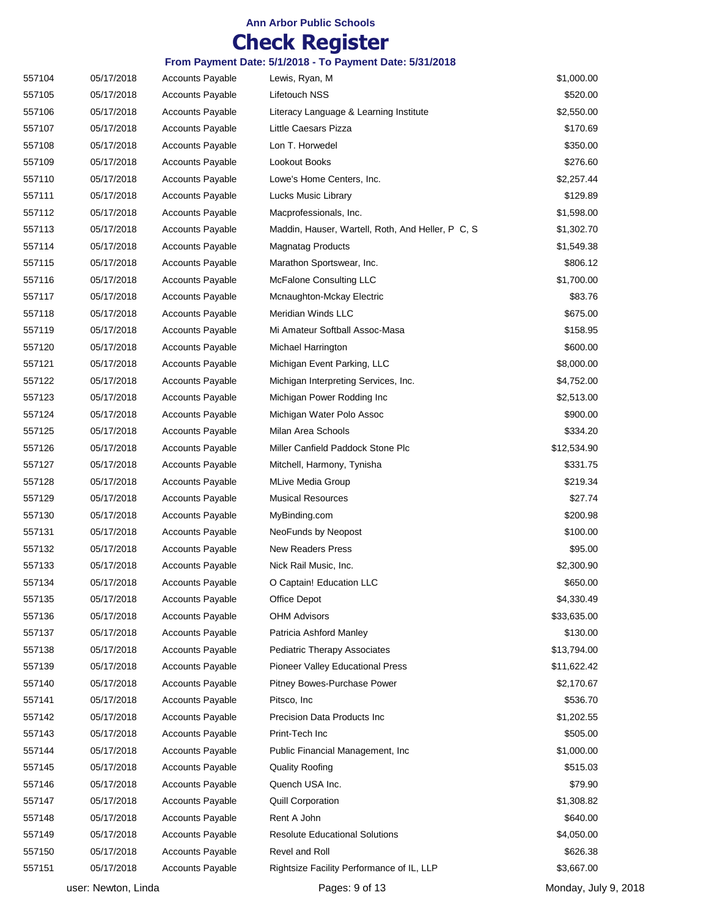**Ann Arbor Public Schools**

# Check Register

**From Payment Date: 5/1/2018 - To Payment Date: 5/31/2018**

| | | | | |
|---|---|---|---|---|
| 557104 | 05/17/2018 | Accounts Payable | Lewis, Ryan, M | $1,000.00 |
| 557105 | 05/17/2018 | Accounts Payable | Lifetouch NSS | $520.00 |
| 557106 | 05/17/2018 | Accounts Payable | Literacy Language & Learning Institute | $2,550.00 |
| 557107 | 05/17/2018 | Accounts Payable | Little Caesars Pizza | $170.69 |
| 557108 | 05/17/2018 | Accounts Payable | Lon T. Horwedel | $350.00 |
| 557109 | 05/17/2018 | Accounts Payable | Lookout Books | $276.60 |
| 557110 | 05/17/2018 | Accounts Payable | Lowe's Home Centers, Inc. | $2,257.44 |
| 557111 | 05/17/2018 | Accounts Payable | Lucks Music Library | $129.89 |
| 557112 | 05/17/2018 | Accounts Payable | Macprofessionals, Inc. | $1,598.00 |
| 557113 | 05/17/2018 | Accounts Payable | Maddin, Hauser, Wartell, Roth, And Heller, P C, S | $1,302.70 |
| 557114 | 05/17/2018 | Accounts Payable | Magnatag Products | $1,549.38 |
| 557115 | 05/17/2018 | Accounts Payable | Marathon Sportswear, Inc. | $806.12 |
| 557116 | 05/17/2018 | Accounts Payable | McFalone Consulting LLC | $1,700.00 |
| 557117 | 05/17/2018 | Accounts Payable | Mcnaughton-Mckay Electric | $83.76 |
| 557118 | 05/17/2018 | Accounts Payable | Meridian Winds LLC | $675.00 |
| 557119 | 05/17/2018 | Accounts Payable | Mi Amateur Softball Assoc-Masa | $158.95 |
| 557120 | 05/17/2018 | Accounts Payable | Michael Harrington | $600.00 |
| 557121 | 05/17/2018 | Accounts Payable | Michigan Event Parking, LLC | $8,000.00 |
| 557122 | 05/17/2018 | Accounts Payable | Michigan Interpreting Services, Inc. | $4,752.00 |
| 557123 | 05/17/2018 | Accounts Payable | Michigan Power Rodding Inc | $2,513.00 |
| 557124 | 05/17/2018 | Accounts Payable | Michigan Water Polo Assoc | $900.00 |
| 557125 | 05/17/2018 | Accounts Payable | Milan Area Schools | $334.20 |
| 557126 | 05/17/2018 | Accounts Payable | Miller Canfield Paddock Stone Plc | $12,534.90 |
| 557127 | 05/17/2018 | Accounts Payable | Mitchell, Harmony, Tynisha | $331.75 |
| 557128 | 05/17/2018 | Accounts Payable | MLive Media Group | $219.34 |
| 557129 | 05/17/2018 | Accounts Payable | Musical Resources | $27.74 |
| 557130 | 05/17/2018 | Accounts Payable | MyBinding.com | $200.98 |
| 557131 | 05/17/2018 | Accounts Payable | NeoFunds by Neopost | $100.00 |
| 557132 | 05/17/2018 | Accounts Payable | New Readers Press | $95.00 |
| 557133 | 05/17/2018 | Accounts Payable | Nick Rail Music, Inc. | $2,300.90 |
| 557134 | 05/17/2018 | Accounts Payable | O Captain! Education LLC | $650.00 |
| 557135 | 05/17/2018 | Accounts Payable | Office Depot | $4,330.49 |
| 557136 | 05/17/2018 | Accounts Payable | OHM Advisors | $33,635.00 |
| 557137 | 05/17/2018 | Accounts Payable | Patricia Ashford Manley | $130.00 |
| 557138 | 05/17/2018 | Accounts Payable | Pediatric Therapy Associates | $13,794.00 |
| 557139 | 05/17/2018 | Accounts Payable | Pioneer Valley Educational Press | $11,622.42 |
| 557140 | 05/17/2018 | Accounts Payable | Pitney Bowes-Purchase Power | $2,170.67 |
| 557141 | 05/17/2018 | Accounts Payable | Pitsco, Inc | $536.70 |
| 557142 | 05/17/2018 | Accounts Payable | Precision Data Products Inc | $1,202.55 |
| 557143 | 05/17/2018 | Accounts Payable | Print-Tech Inc | $505.00 |
| 557144 | 05/17/2018 | Accounts Payable | Public Financial Management, Inc | $1,000.00 |
| 557145 | 05/17/2018 | Accounts Payable | Quality Roofing | $515.03 |
| 557146 | 05/17/2018 | Accounts Payable | Quench USA Inc. | $79.90 |
| 557147 | 05/17/2018 | Accounts Payable | Quill Corporation | $1,308.82 |
| 557148 | 05/17/2018 | Accounts Payable | Rent A John | $640.00 |
| 557149 | 05/17/2018 | Accounts Payable | Resolute Educational Solutions | $4,050.00 |
| 557150 | 05/17/2018 | Accounts Payable | Revel and Roll | $626.38 |
| 557151 | 05/17/2018 | Accounts Payable | Rightsize Facility Performance of IL, LLP | $3,667.00 |

user: Newton, Linda — Monday, July 9, 2018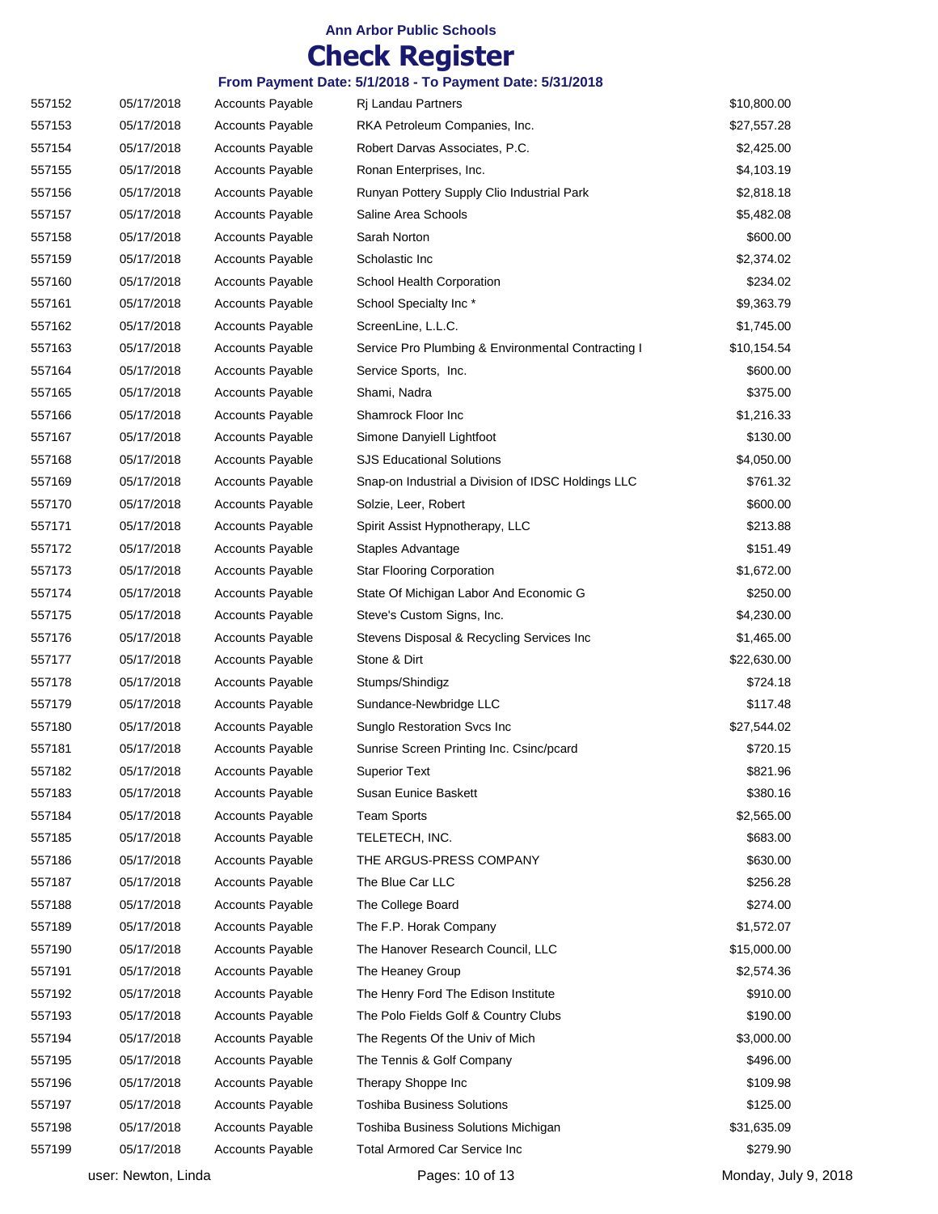# Ann Arbor Public Schools

## Check Register

### From Payment Date: 5/1/2018 - To Payment Date: 5/31/2018

| | | | | |
|---|---|---|---|---|
| 557152 | 05/17/2018 | Accounts Payable | Rj Landau Partners | $10,800.00 |
| 557153 | 05/17/2018 | Accounts Payable | RKA Petroleum Companies, Inc. | $27,557.28 |
| 557154 | 05/17/2018 | Accounts Payable | Robert Darvas Associates, P.C. | $2,425.00 |
| 557155 | 05/17/2018 | Accounts Payable | Ronan Enterprises, Inc. | $4,103.19 |
| 557156 | 05/17/2018 | Accounts Payable | Runyan Pottery Supply Clio Industrial Park | $2,818.18 |
| 557157 | 05/17/2018 | Accounts Payable | Saline Area Schools | $5,482.08 |
| 557158 | 05/17/2018 | Accounts Payable | Sarah Norton | $600.00 |
| 557159 | 05/17/2018 | Accounts Payable | Scholastic Inc | $2,374.02 |
| 557160 | 05/17/2018 | Accounts Payable | School Health Corporation | $234.02 |
| 557161 | 05/17/2018 | Accounts Payable | School Specialty Inc * | $9,363.79 |
| 557162 | 05/17/2018 | Accounts Payable | ScreenLine, L.L.C. | $1,745.00 |
| 557163 | 05/17/2018 | Accounts Payable | Service Pro Plumbing & Environmental Contracting I | $10,154.54 |
| 557164 | 05/17/2018 | Accounts Payable | Service Sports, Inc. | $600.00 |
| 557165 | 05/17/2018 | Accounts Payable | Shami, Nadra | $375.00 |
| 557166 | 05/17/2018 | Accounts Payable | Shamrock Floor Inc | $1,216.33 |
| 557167 | 05/17/2018 | Accounts Payable | Simone Danyiell Lightfoot | $130.00 |
| 557168 | 05/17/2018 | Accounts Payable | SJS Educational Solutions | $4,050.00 |
| 557169 | 05/17/2018 | Accounts Payable | Snap-on Industrial a Division of IDSC Holdings LLC | $761.32 |
| 557170 | 05/17/2018 | Accounts Payable | Solzie, Leer, Robert | $600.00 |
| 557171 | 05/17/2018 | Accounts Payable | Spirit Assist Hypnotherapy, LLC | $213.88 |
| 557172 | 05/17/2018 | Accounts Payable | Staples Advantage | $151.49 |
| 557173 | 05/17/2018 | Accounts Payable | Star Flooring Corporation | $1,672.00 |
| 557174 | 05/17/2018 | Accounts Payable | State Of Michigan Labor And Economic G | $250.00 |
| 557175 | 05/17/2018 | Accounts Payable | Steve's Custom Signs, Inc. | $4,230.00 |
| 557176 | 05/17/2018 | Accounts Payable | Stevens Disposal & Recycling Services Inc | $1,465.00 |
| 557177 | 05/17/2018 | Accounts Payable | Stone & Dirt | $22,630.00 |
| 557178 | 05/17/2018 | Accounts Payable | Stumps/Shindigz | $724.18 |
| 557179 | 05/17/2018 | Accounts Payable | Sundance-Newbridge LLC | $117.48 |
| 557180 | 05/17/2018 | Accounts Payable | Sunglo Restoration Svcs Inc | $27,544.02 |
| 557181 | 05/17/2018 | Accounts Payable | Sunrise Screen Printing Inc. Csinc/pcard | $720.15 |
| 557182 | 05/17/2018 | Accounts Payable | Superior Text | $821.96 |
| 557183 | 05/17/2018 | Accounts Payable | Susan Eunice Baskett | $380.16 |
| 557184 | 05/17/2018 | Accounts Payable | Team Sports | $2,565.00 |
| 557185 | 05/17/2018 | Accounts Payable | TELETECH, INC. | $683.00 |
| 557186 | 05/17/2018 | Accounts Payable | THE ARGUS-PRESS COMPANY | $630.00 |
| 557187 | 05/17/2018 | Accounts Payable | The Blue Car LLC | $256.28 |
| 557188 | 05/17/2018 | Accounts Payable | The College Board | $274.00 |
| 557189 | 05/17/2018 | Accounts Payable | The F.P. Horak Company | $1,572.07 |
| 557190 | 05/17/2018 | Accounts Payable | The Hanover Research Council, LLC | $15,000.00 |
| 557191 | 05/17/2018 | Accounts Payable | The Heaney Group | $2,574.36 |
| 557192 | 05/17/2018 | Accounts Payable | The Henry Ford The Edison Institute | $910.00 |
| 557193 | 05/17/2018 | Accounts Payable | The Polo Fields Golf & Country Clubs | $190.00 |
| 557194 | 05/17/2018 | Accounts Payable | The Regents Of the Univ of Mich | $3,000.00 |
| 557195 | 05/17/2018 | Accounts Payable | The Tennis & Golf Company | $496.00 |
| 557196 | 05/17/2018 | Accounts Payable | Therapy Shoppe Inc | $109.98 |
| 557197 | 05/17/2018 | Accounts Payable | Toshiba Business Solutions | $125.00 |
| 557198 | 05/17/2018 | Accounts Payable | Toshiba Business Solutions Michigan | $31,635.09 |
| 557199 | 05/17/2018 | Accounts Payable | Total Armored Car Service Inc | $279.90 |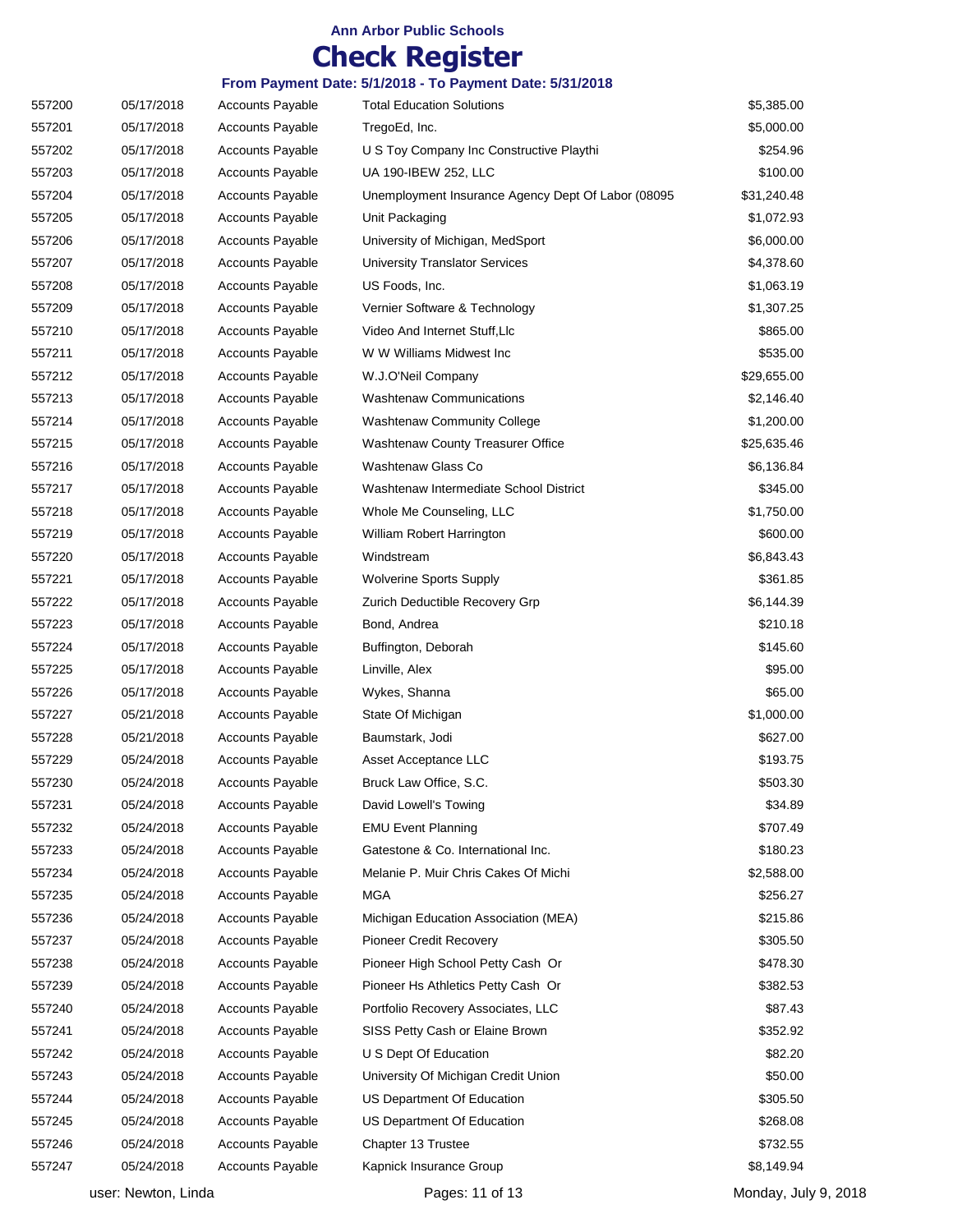# Ann Arbor Public Schools

# Check Register

### From Payment Date: 5/1/2018 - To Payment Date: 5/31/2018

| | | | | |
|---|---|---|---|---|
| 557200 | 05/17/2018 | Accounts Payable | Total Education Solutions | $5,385.00 |
| 557201 | 05/17/2018 | Accounts Payable | TregoEd, Inc. | $5,000.00 |
| 557202 | 05/17/2018 | Accounts Payable | U S Toy Company Inc Constructive Playthi | $254.96 |
| 557203 | 05/17/2018 | Accounts Payable | UA 190-IBEW 252, LLC | $100.00 |
| 557204 | 05/17/2018 | Accounts Payable | Unemployment Insurance Agency Dept Of Labor (08095 | $31,240.48 |
| 557205 | 05/17/2018 | Accounts Payable | Unit Packaging | $1,072.93 |
| 557206 | 05/17/2018 | Accounts Payable | University of Michigan, MedSport | $6,000.00 |
| 557207 | 05/17/2018 | Accounts Payable | University Translator Services | $4,378.60 |
| 557208 | 05/17/2018 | Accounts Payable | US Foods, Inc. | $1,063.19 |
| 557209 | 05/17/2018 | Accounts Payable | Vernier Software & Technology | $1,307.25 |
| 557210 | 05/17/2018 | Accounts Payable | Video And Internet Stuff,Llc | $865.00 |
| 557211 | 05/17/2018 | Accounts Payable | W W Williams Midwest Inc | $535.00 |
| 557212 | 05/17/2018 | Accounts Payable | W.J.O'Neil Company | $29,655.00 |
| 557213 | 05/17/2018 | Accounts Payable | Washtenaw Communications | $2,146.40 |
| 557214 | 05/17/2018 | Accounts Payable | Washtenaw Community College | $1,200.00 |
| 557215 | 05/17/2018 | Accounts Payable | Washtenaw County Treasurer Office | $25,635.46 |
| 557216 | 05/17/2018 | Accounts Payable | Washtenaw Glass Co | $6,136.84 |
| 557217 | 05/17/2018 | Accounts Payable | Washtenaw Intermediate School District | $345.00 |
| 557218 | 05/17/2018 | Accounts Payable | Whole Me Counseling, LLC | $1,750.00 |
| 557219 | 05/17/2018 | Accounts Payable | William Robert Harrington | $600.00 |
| 557220 | 05/17/2018 | Accounts Payable | Windstream | $6,843.43 |
| 557221 | 05/17/2018 | Accounts Payable | Wolverine Sports Supply | $361.85 |
| 557222 | 05/17/2018 | Accounts Payable | Zurich Deductible Recovery Grp | $6,144.39 |
| 557223 | 05/17/2018 | Accounts Payable | Bond, Andrea | $210.18 |
| 557224 | 05/17/2018 | Accounts Payable | Buffington, Deborah | $145.60 |
| 557225 | 05/17/2018 | Accounts Payable | Linville, Alex | $95.00 |
| 557226 | 05/17/2018 | Accounts Payable | Wykes, Shanna | $65.00 |
| 557227 | 05/21/2018 | Accounts Payable | State Of Michigan | $1,000.00 |
| 557228 | 05/21/2018 | Accounts Payable | Baumstark, Jodi | $627.00 |
| 557229 | 05/24/2018 | Accounts Payable | Asset Acceptance LLC | $193.75 |
| 557230 | 05/24/2018 | Accounts Payable | Bruck Law Office, S.C. | $503.30 |
| 557231 | 05/24/2018 | Accounts Payable | David Lowell's Towing | $34.89 |
| 557232 | 05/24/2018 | Accounts Payable | EMU Event Planning | $707.49 |
| 557233 | 05/24/2018 | Accounts Payable | Gatestone & Co. International Inc. | $180.23 |
| 557234 | 05/24/2018 | Accounts Payable | Melanie P. Muir Chris Cakes Of Michi | $2,588.00 |
| 557235 | 05/24/2018 | Accounts Payable | MGA | $256.27 |
| 557236 | 05/24/2018 | Accounts Payable | Michigan Education Association (MEA) | $215.86 |
| 557237 | 05/24/2018 | Accounts Payable | Pioneer Credit Recovery | $305.50 |
| 557238 | 05/24/2018 | Accounts Payable | Pioneer High School Petty Cash Or | $478.30 |
| 557239 | 05/24/2018 | Accounts Payable | Pioneer Hs Athletics Petty Cash Or | $382.53 |
| 557240 | 05/24/2018 | Accounts Payable | Portfolio Recovery Associates, LLC | $87.43 |
| 557241 | 05/24/2018 | Accounts Payable | SISS Petty Cash or Elaine Brown | $352.92 |
| 557242 | 05/24/2018 | Accounts Payable | U S Dept Of Education | $82.20 |
| 557243 | 05/24/2018 | Accounts Payable | University Of Michigan Credit Union | $50.00 |
| 557244 | 05/24/2018 | Accounts Payable | US Department Of Education | $305.50 |
| 557245 | 05/24/2018 | Accounts Payable | US Department Of Education | $268.08 |
| 557246 | 05/24/2018 | Accounts Payable | Chapter 13 Trustee | $732.55 |
| 557247 | 05/24/2018 | Accounts Payable | Kapnick Insurance Group | $8,149.94 |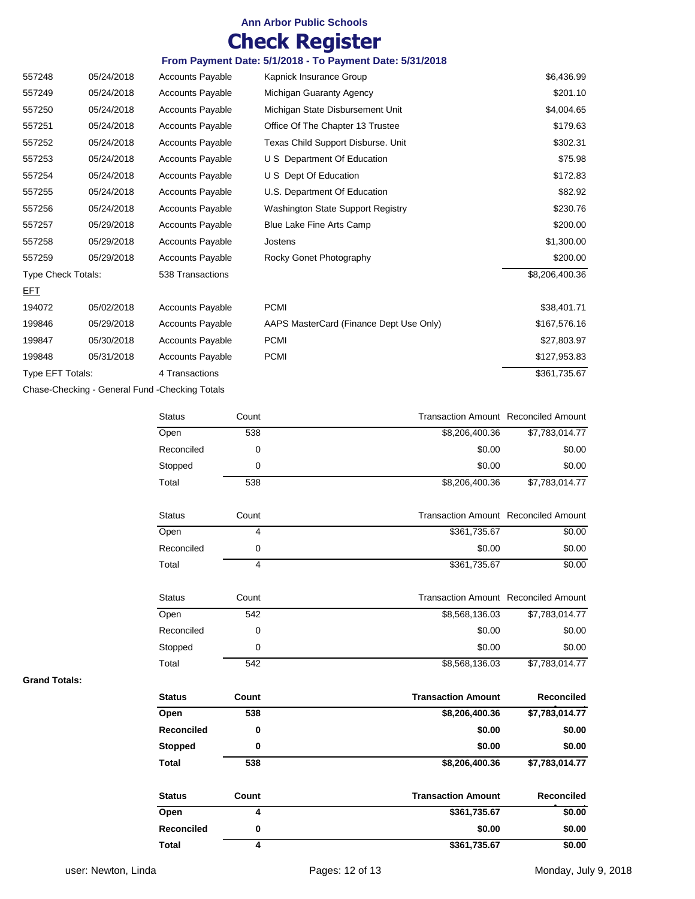# Ann Arbor Public Schools

# Check Register

### From Payment Date: 5/1/2018 - To Payment Date: 5/31/2018

| | | | | |
|---|---|---|---|---|
| 557248 | 05/24/2018 | Accounts Payable | Kapnick Insurance Group | $6,436.99 |
| 557249 | 05/24/2018 | Accounts Payable | Michigan Guaranty Agency | $201.10 |
| 557250 | 05/24/2018 | Accounts Payable | Michigan State Disbursement Unit | $4,004.65 |
| 557251 | 05/24/2018 | Accounts Payable | Office Of The Chapter 13 Trustee | $179.63 |
| 557252 | 05/24/2018 | Accounts Payable | Texas Child Support Disburse. Unit | $302.31 |
| 557253 | 05/24/2018 | Accounts Payable | U S Department Of Education | $75.98 |
| 557254 | 05/24/2018 | Accounts Payable | U S Dept Of Education | $172.83 |
| 557255 | 05/24/2018 | Accounts Payable | U.S. Department Of Education | $82.92 |
| 557256 | 05/24/2018 | Accounts Payable | Washington State Support Registry | $230.76 |
| 557257 | 05/29/2018 | Accounts Payable | Blue Lake Fine Arts Camp | $200.00 |
| 557258 | 05/29/2018 | Accounts Payable | Jostens | $1,300.00 |
| 557259 | 05/29/2018 | Accounts Payable | Rocky Gonet Photography | $200.00 |
| Type Check Totals: | | 538 Transactions | | $8,206,400.36 |

EFT

| | | | | |
|---|---|---|---|---|
| 194072 | 05/02/2018 | Accounts Payable | PCMI | $38,401.71 |
| 199846 | 05/29/2018 | Accounts Payable | AAPS MasterCard (Finance Dept Use Only) | $167,576.16 |
| 199847 | 05/30/2018 | Accounts Payable | PCMI | $27,803.97 |
| 199848 | 05/31/2018 | Accounts Payable | PCMI | $127,953.83 |
| Type EFT Totals: | | 4 Transactions | | $361,735.67 |

Chase-Checking - General Fund -Checking Totals

| Status | Count | Transaction Amount | Reconciled Amount |
|---|---|---|---|
| Open | 538 | $8,206,400.36 | $7,783,014.77 |
| Reconciled | 0 | $0.00 | $0.00 |
| Stopped | 0 | $0.00 | $0.00 |
| Total | 538 | $8,206,400.36 | $7,783,014.77 |

| Status | Count | Transaction Amount | Reconciled Amount |
|---|---|---|---|
| Open | 4 | $361,735.67 | $0.00 |
| Reconciled | 0 | $0.00 | $0.00 |
| Total | 4 | $361,735.67 | $0.00 |

| Status | Count | Transaction Amount | Reconciled Amount |
|---|---|---|---|
| Open | 542 | $8,568,136.03 | $7,783,014.77 |
| Reconciled | 0 | $0.00 | $0.00 |
| Stopped | 0 | $0.00 | $0.00 |
| Total | 542 | $8,568,136.03 | $7,783,014.77 |

**Grand Totals:**

| **Status** | **Count** | **Transaction Amount** | **Reconciled** |
|---|---|---|---|
| **Open** | **538** | **$8,206,400.36** | **$7,783,014.77** |
| **Reconciled** | **0** | **$0.00** | **$0.00** |
| **Stopped** | **0** | **$0.00** | **$0.00** |
| **Total** | **538** | **$8,206,400.36** | **$7,783,014.77** |

| **Status** | **Count** | **Transaction Amount** | **Reconciled** |
|---|---|---|---|
| **Open** | **4** | **$361,735.67** | **$0.00** |
| **Reconciled** | **0** | **$0.00** | **$0.00** |
| **Total** | **4** | **$361,735.67** | **$0.00** |

user: Newton, Linda — Monday, July 9, 2018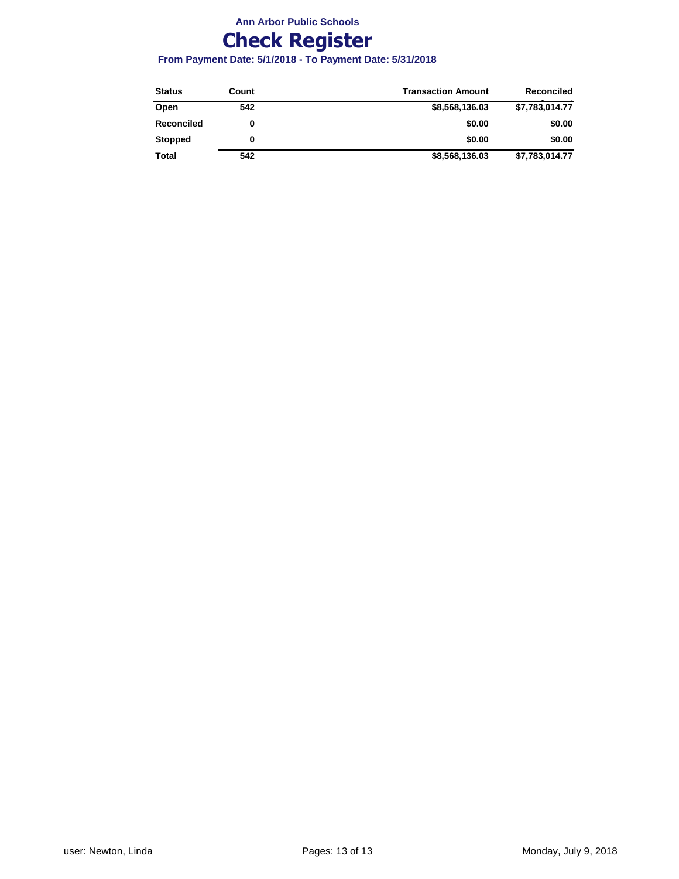**Ann Arbor Public Schools**

# Check Register

**From Payment Date: 5/1/2018 - To Payment Date: 5/31/2018**

| Status | Count | Transaction Amount | Reconciled |
|---|---|---|---|
| **Open** | **542** | **$8,568,136.03** | **$7,783,014.77** |
| **Reconciled** | **0** | **$0.00** | **$0.00** |
| **Stopped** | **0** | **$0.00** | **$0.00** |
| **Total** | **542** | **$8,568,136.03** | **$7,783,014.77** |

user: Newton, Linda

Monday, July 9, 2018